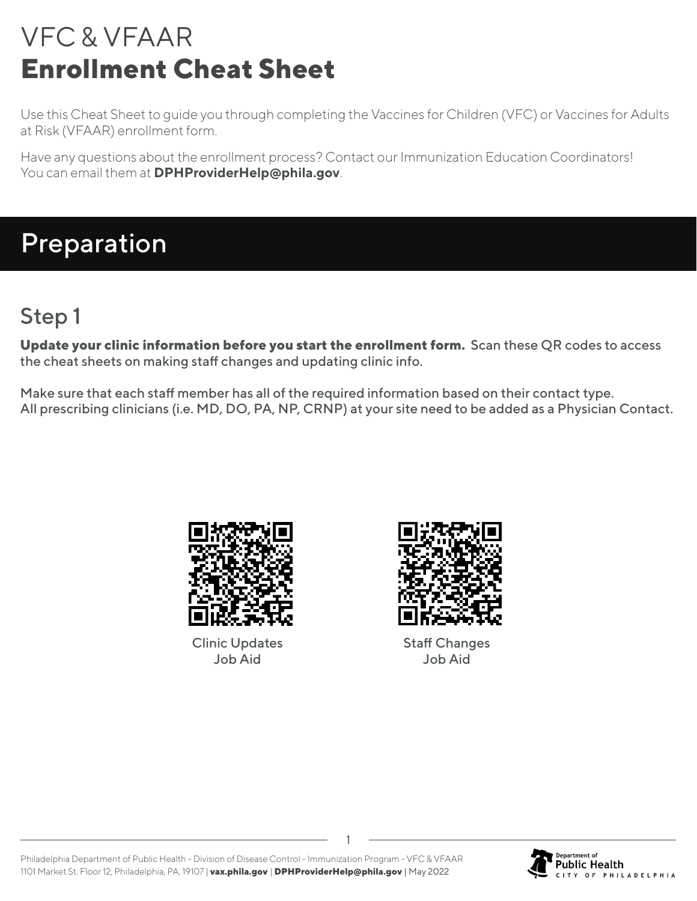# VFC & VFAAR
# **Enrollment Cheat Sheet**

Use this Cheat Sheet to guide you through completing the Vaccines for Children (VFC) or Vaccines for Adults at Risk (VFAAR) enrollment form.

Have any questions about the enrollment process? Contact our Immunization Education Coordinators! You can email them at **DPHProviderHelp@phila.gov**.

## Preparation

### Step 1

**Update your clinic information before you start the enrollment form.** Scan these QR codes to access the cheat sheets on making staff changes and updating clinic info.

Make sure that each staff member has all of the required information based on their contact type. All prescribing clinicians (i.e. MD, DO, PA, NP, CRNP) at your site need to be added as a Physician Contact.

Clinic Updates Job Aid

Staff Changes Job Aid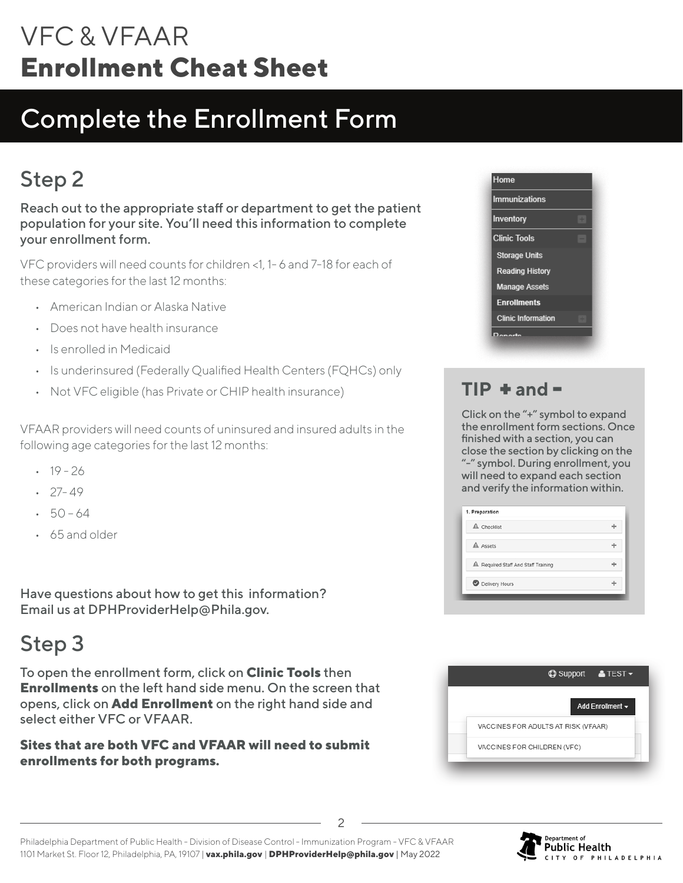# VFC & VFAAR **Enrollment Cheat Sheet**

## Complete the Enrollment Form

### Step 2

**Reach out to the appropriate staff or department to get the patient population for your site. You'll need this information to complete your enrollment form.**

VFC providers will need counts for children <1, 1- 6 and 7-18 for each of these categories for the last 12 months:

- American Indian or Alaska Native
- Does not have health insurance
- Is enrolled in Medicaid
- Is underinsured (Federally Qualified Health Centers (FQHCs) only
- Not VFC eligible (has Private or CHIP health insurance)

VFAAR providers will need counts of uninsured and insured adults in the following age categories for the last 12 months:

- 19 - 26
- 27- 49
- 50 – 64
- 65 and older

**Have questions about how to get this information? Email us at DPHProviderHelp@Phila.gov.**

### Step 3

To open the enrollment form, click on **Clinic Tools** then **Enrollments** on the left hand side menu. On the screen that opens, click on **Add Enrollment** on the right hand side and select either VFC or VFAAR.

**Sites that are both VFC and VFAAR will need to submit enrollments for both programs.**

### TIP + and -

Click on the "+" symbol to expand the enrollment form sections. Once finished with a section, you can close the section by clicking on the "-" symbol. During enrollment, you will need to expand each section and verify the information within.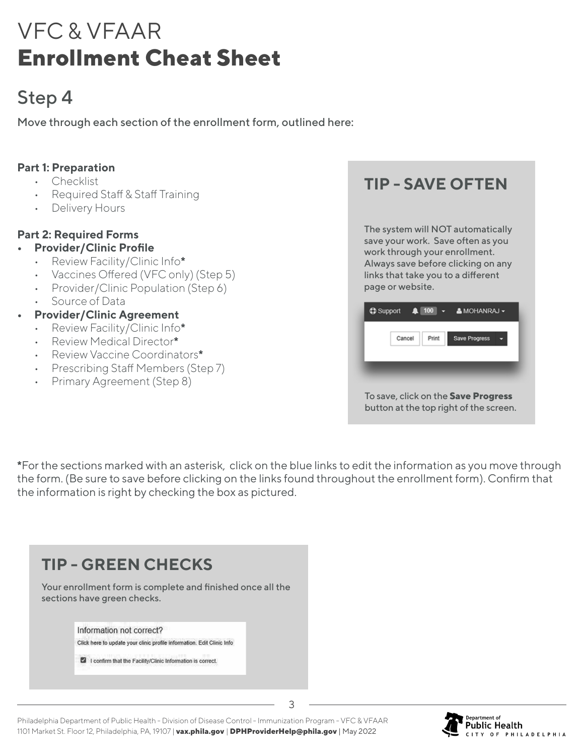# VFC & VFAAR
# **Enrollment Cheat Sheet**

## Step 4

Move through each section of the enrollment form, outlined here:

**Part 1: Preparation**

- Checklist
- Required Staff & Staff Training
- Delivery Hours

**Part 2: Required Forms**

- **Provider/Clinic Profile**
  - Review Facility/Clinic Info**\***
  - Vaccines Offered (VFC only) (Step 5)
  - Provider/Clinic Population (Step 6)
  - Source of Data
- **Provider/Clinic Agreement**
  - Review Facility/Clinic Info**\***
  - Review Medical Director**\***
  - Review Vaccine Coordinators**\***
  - Prescribing Staff Members (Step 7)
  - Primary Agreement (Step 8)

### TIP – SAVE OFTEN

The system will NOT automatically save your work. Save often as you work through your enrollment. Always save before clicking on any links that take you to a different page or website.

To save, click on the **Save Progress** button at the top right of the screen.

**\***For the sections marked with an asterisk, click on the blue links to edit the information as you move through the form. (Be sure to save before clicking on the links found throughout the enrollment form). Confirm that the information is right by checking the box as pictured.

### TIP – GREEN CHECKS

Your enrollment form is complete and finished once all the sections have green checks.

Philadelphia Department of Public Health – Division of Disease Control – Immunization Program – VFC & VFAAR
1101 Market St. Floor 12, Philadelphia, PA, 19107 | **vax.phila.gov** | **DPHProviderHelp@phila.gov** | May 2022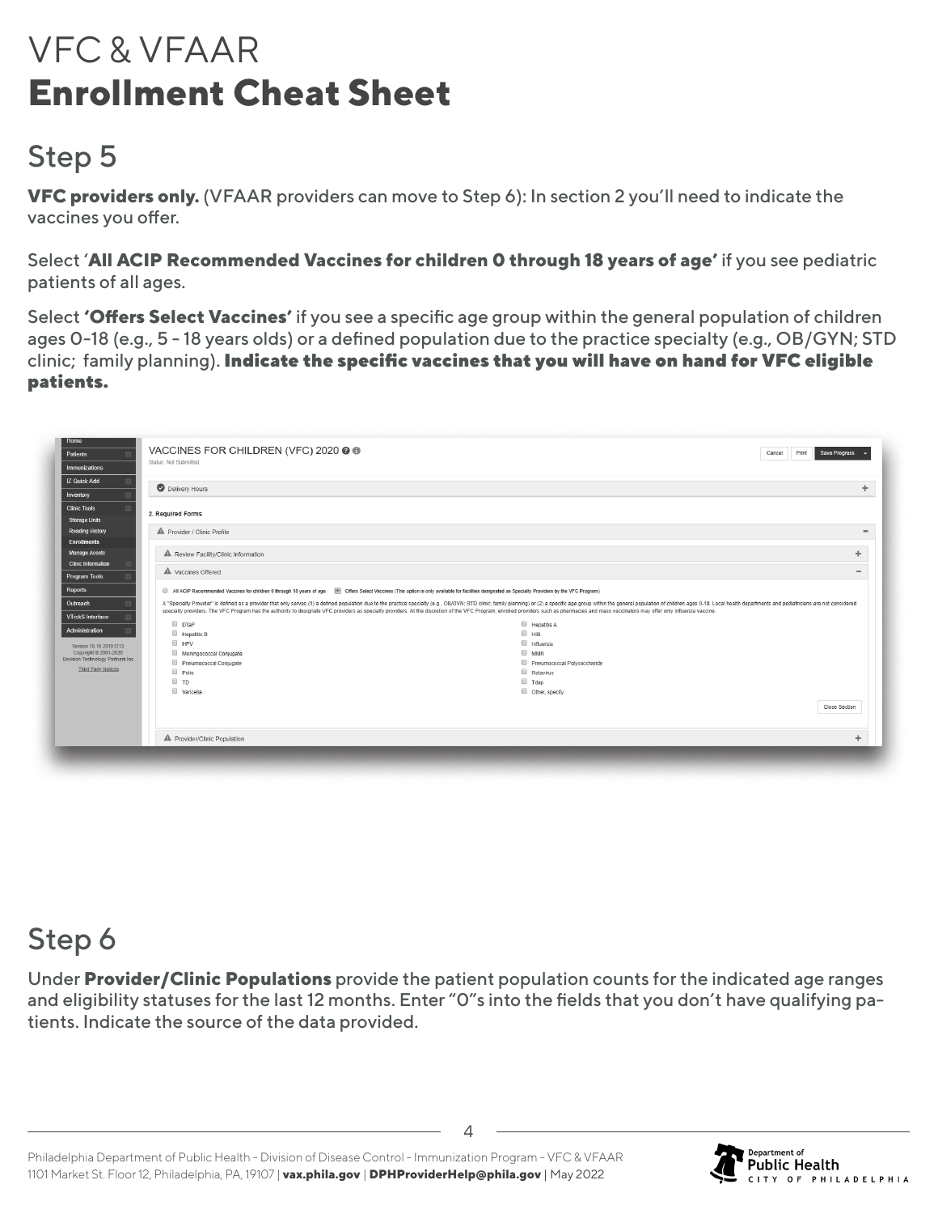## Step 5

**VFC providers only.** (VFAAR providers can move to Step 6): In section 2 you'll need to indicate the vaccines you offer.

Select '**All ACIP Recommended Vaccines for children 0 through 18 years of age'** if you see pediatric patients of all ages.

Select **'Offers Select Vaccines'** if you see a specific age group within the general population of children ages 0-18 (e.g., 5 - 18 years olds) or a defined population due to the practice specialty (e.g., OB/GYN; STD clinic; family planning). **Indicate the specific vaccines that you will have on hand for VFC eligible patients.**

## Step 6

Under **Provider/Clinic Populations** provide the patient population counts for the indicated age ranges and eligibility statuses for the last 12 months. Enter "0"s into the fields that you don't have qualifying patients. Indicate the source of the data provided.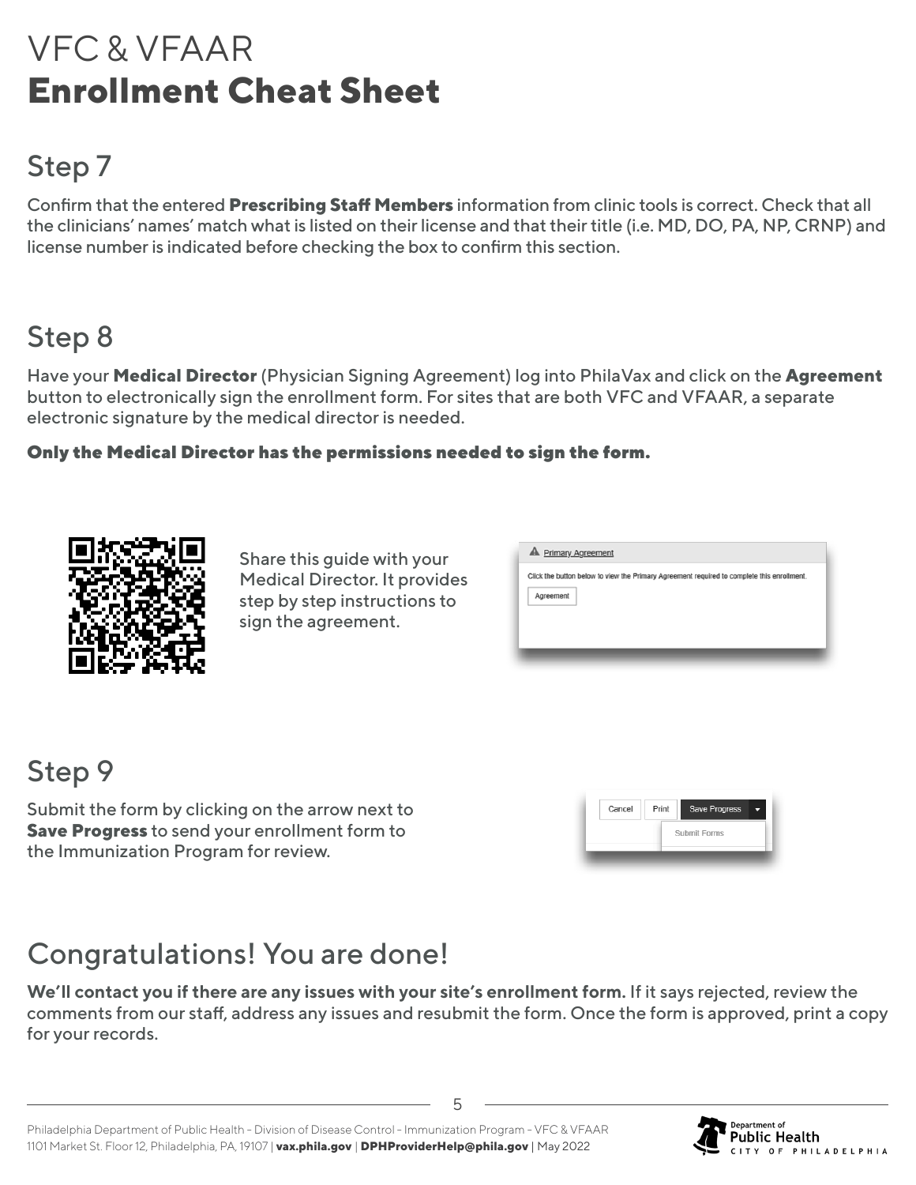# VFC & VFAAR
# **Enrollment Cheat Sheet**

## Step 7

Confirm that the entered **Prescribing Staff Members** information from clinic tools is correct. Check that all the clinicians' names' match what is listed on their license and that their title (i.e. MD, DO, PA, NP, CRNP) and license number is indicated before checking the box to confirm this section.

## Step 8

Have your **Medical Director** (Physician Signing Agreement) log into PhilaVax and click on the **Agreement** button to electronically sign the enrollment form. For sites that are both VFC and VFAAR, a separate electronic signature by the medical director is needed.

**Only the Medical Director has the permissions needed to sign the form.**

Share this guide with your Medical Director. It provides step by step instructions to sign the agreement.

## Step 9

Submit the form by clicking on the arrow next to **Save Progress** to send your enrollment form to the Immunization Program for review.

## Congratulations! You are done!

**We'll contact you if there are any issues with your site's enrollment form.** If it says rejected, review the comments from our staff, address any issues and resubmit the form. Once the form is approved, print a copy for your records.

Philadelphia Department of Public Health - Division of Disease Control - Immunization Program - VFC & VFAAR
1101 Market St. Floor 12, Philadelphia, PA, 19107 | **vax.phila.gov** | **DPHProviderHelp@phila.gov** | May 2022